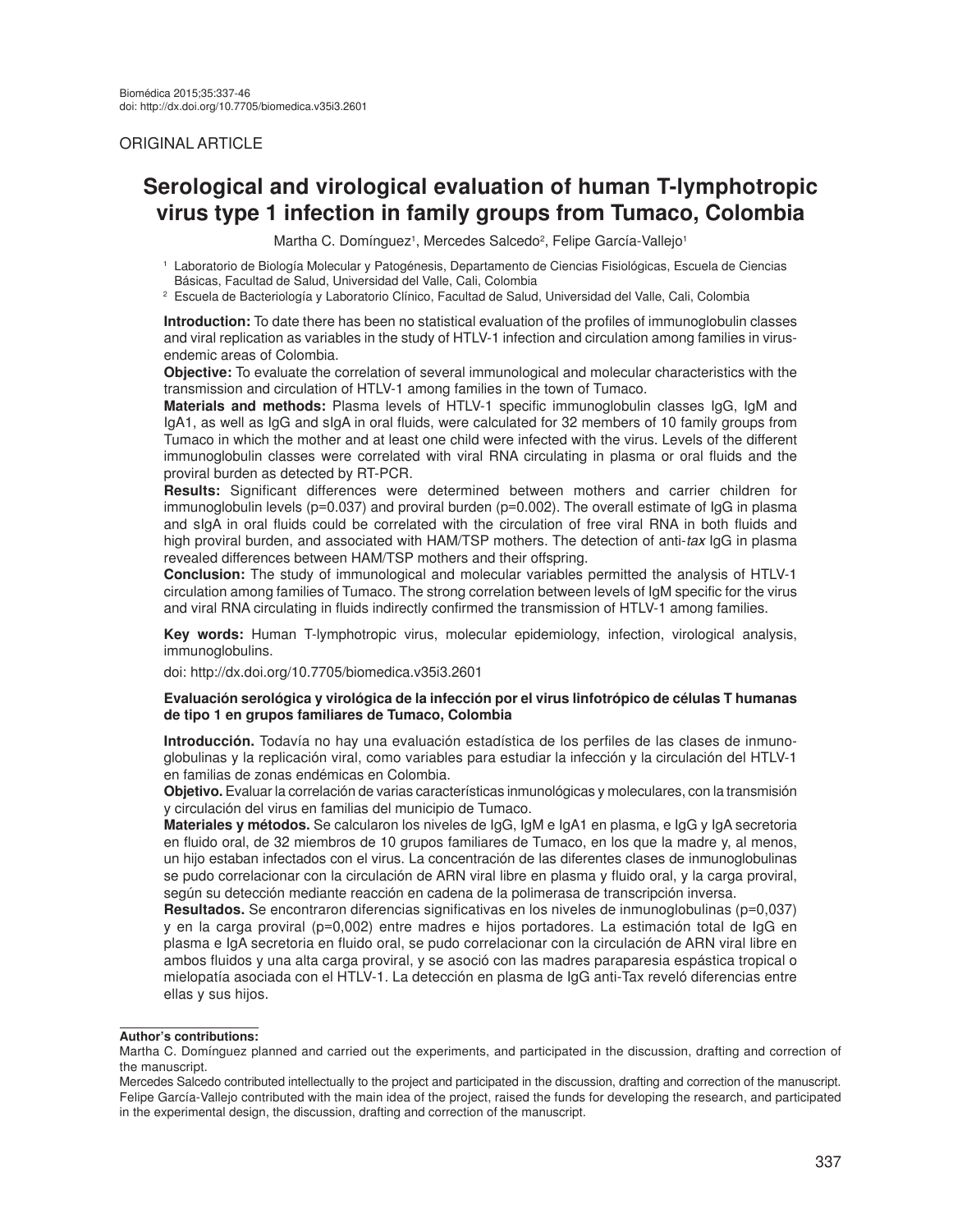ORIGINAL ARTICLE

# Serological and virological evaluation of human T-lymphotropic virus type 1 infection in family groups from Tumaco, Colombia

Martha C. Domínguez[1], Mercedes Salcedo[2], Felipe García-Vallejo[1]

[1] Laboratorio de Biología Molecular y Patogénesis, Departamento de Ciencias Fisiológicas, Escuela de Ciencias Básicas, Facultad de Salud, Universidad del Valle, Cali, Colombia

[2] Escuela de Bacteriología y Laboratorio Clínico, Facultad de Salud, Universidad del Valle, Cali, Colombia

**Introduction:** To date there has been no statistical evaluation of the profiles of immunoglobulin classes and viral replication as variables in the study of HTLV-1 infection and circulation among families in virus-endemic areas of Colombia.

**Objective:** To evaluate the correlation of several immunological and molecular characteristics with the transmission and circulation of HTLV-1 among families in the town of Tumaco.

**Materials and methods:** Plasma levels of HTLV-1 specific immunoglobulin classes IgG, IgM and IgA1, as well as IgG and sIgA in oral fluids, were calculated for 32 members of 10 family groups from Tumaco in which the mother and at least one child were infected with the virus. Levels of the different immunoglobulin classes were correlated with viral RNA circulating in plasma or oral fluids and the proviral burden as detected by RT-PCR.

**Results:** Significant differences were determined between mothers and carrier children for immunoglobulin levels (p=0.037) and proviral burden (p=0.002). The overall estimate of IgG in plasma and sIgA in oral fluids could be correlated with the circulation of free viral RNA in both fluids and high proviral burden, and associated with HAM/TSP mothers. The detection of anti-*tax* IgG in plasma revealed differences between HAM/TSP mothers and their offspring.

**Conclusion:** The study of immunological and molecular variables permitted the analysis of HTLV-1 circulation among families of Tumaco. The strong correlation between levels of IgM specific for the virus and viral RNA circulating in fluids indirectly confirmed the transmission of HTLV-1 among families.

**Key words:** Human T-lymphotropic virus, molecular epidemiology, infection, virological analysis, immunoglobulins.

doi: http://dx.doi.org/10.7705/biomedica.v35i3.2601

### Evaluación serológica y virológica de la infección por el virus linfotrópico de células T humanas de tipo 1 en grupos familiares de Tumaco, Colombia

**Introducción.** Todavía no hay una evaluación estadística de los perfiles de las clases de inmunoglobulinas y la replicación viral, como variables para estudiar la infección y la circulación del HTLV-1 en familias de zonas endémicas en Colombia.

**Objetivo.** Evaluar la correlación de varias características inmunológicas y moleculares, con la transmisión y circulación del virus en familias del municipio de Tumaco.

**Materiales y métodos.** Se calcularon los niveles de IgG, IgM e IgA1 en plasma, e IgG y IgA secretoria en fluido oral, de 32 miembros de 10 grupos familiares de Tumaco, en los que la madre y, al menos, un hijo estaban infectados con el virus. La concentración de las diferentes clases de inmunoglobulinas se pudo correlacionar con la circulación de ARN viral libre en plasma y fluido oral, y la carga proviral, según su detección mediante reacción en cadena de la polimerasa de transcripción inversa.

**Resultados.** Se encontraron diferencias significativas en los niveles de inmunoglobulinas (p=0,037) y en la carga proviral (p=0,002) entre madres e hijos portadores. La estimación total de IgG en plasma e IgA secretoria en fluido oral, se pudo correlacionar con la circulación de ARN viral libre en ambos fluidos y una alta carga proviral, y se asoció con las madres paraparesia espástica tropical o mielopatía asociada con el HTLV-1. La detección en plasma de IgG anti-Tax reveló diferencias entre ellas y sus hijos.

**Author's contributions:**

Martha C. Domínguez planned and carried out the experiments, and participated in the discussion, drafting and correction of the manuscript.

Mercedes Salcedo contributed intellectually to the project and participated in the discussion, drafting and correction of the manuscript.

Felipe García-Vallejo contributed with the main idea of the project, raised the funds for developing the research, and participated in the experimental design, the discussion, drafting and correction of the manuscript.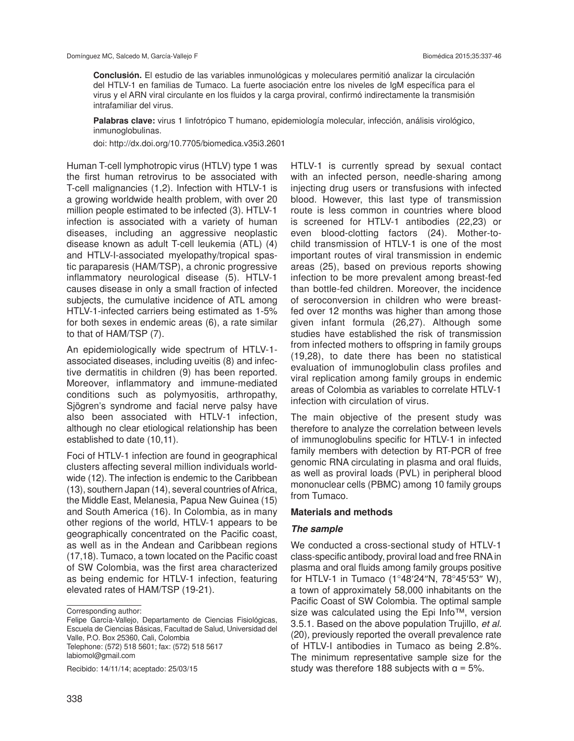**Conclusión.** El estudio de las variables inmunológicas y moleculares permitió analizar la circulación del HTLV-1 en familias de Tumaco. La fuerte asociación entre los niveles de IgM específica para el virus y el ARN viral circulante en los fluidos y la carga proviral, confirmó indirectamente la transmisión intrafamiliar del virus.

**Palabras clave:** virus 1 linfotrópico T humano, epidemiología molecular, infección, análisis virológico, inmunoglobulinas.

doi: http://dx.doi.org/10.7705/biomedica.v35i3.2601

Human T-cell lymphotropic virus (HTLV) type 1 was the first human retrovirus to be associated with T-cell malignancies (1,2). Infection with HTLV-1 is a growing worldwide health problem, with over 20 million people estimated to be infected (3). HTLV-1 infection is associated with a variety of human diseases, including an aggressive neoplastic disease known as adult T-cell leukemia (ATL) (4) and HTLV-I-associated myelopathy/tropical spastic paraparesis (HAM/TSP), a chronic progressive inflammatory neurological disease (5). HTLV-1 causes disease in only a small fraction of infected subjects, the cumulative incidence of ATL among HTLV-1-infected carriers being estimated as 1-5% for both sexes in endemic areas (6), a rate similar to that of HAM/TSP (7).

An epidemiologically wide spectrum of HTLV-1-associated diseases, including uveitis (8) and infective dermatitis in children (9) has been reported. Moreover, inflammatory and immune-mediated conditions such as polymyositis, arthropathy, Sjögren's syndrome and facial nerve palsy have also been associated with HTLV-1 infection, although no clear etiological relationship has been established to date (10,11).

Foci of HTLV-1 infection are found in geographical clusters affecting several million individuals worldwide (12). The infection is endemic to the Caribbean (13), southern Japan (14), several countries of Africa, the Middle East, Melanesia, Papua New Guinea (15) and South America (16). In Colombia, as in many other regions of the world, HTLV-1 appears to be geographically concentrated on the Pacific coast, as well as in the Andean and Caribbean regions (17,18). Tumaco, a town located on the Pacific coast of SW Colombia, was the first area characterized as being endemic for HTLV-1 infection, featuring elevated rates of HAM/TSP (19-21).

HTLV-1 is currently spread by sexual contact with an infected person, needle-sharing among injecting drug users or transfusions with infected blood. However, this last type of transmission route is less common in countries where blood is screened for HTLV-1 antibodies (22,23) or even blood-clotting factors (24). Mother-to-child transmission of HTLV-1 is one of the most important routes of viral transmission in endemic areas (25), based on previous reports showing infection to be more prevalent among breast-fed than bottle-fed children. Moreover, the incidence of seroconversion in children who were breast-fed over 12 months was higher than among those given infant formula (26,27). Although some studies have established the risk of transmission from infected mothers to offspring in family groups (19,28), to date there has been no statistical evaluation of immunoglobulin class profiles and viral replication among family groups in endemic areas of Colombia as variables to correlate HTLV-1 infection with circulation of virus.

The main objective of the present study was therefore to analyze the correlation between levels of immunoglobulins specific for HTLV-1 in infected family members with detection by RT-PCR of free genomic RNA circulating in plasma and oral fluids, as well as proviral loads (PVL) in peripheral blood mononuclear cells (PBMC) among 10 family groups from Tumaco.

## Materials and methods

### *The sample*

We conducted a cross-sectional study of HTLV-1 class-specific antibody, proviral load and free RNA in plasma and oral fluids among family groups positive for HTLV-1 in Tumaco (1°48′24″N, 78°45′53″ W), a town of approximately 58,000 inhabitants on the Pacific Coast of SW Colombia. The optimal sample size was calculated using the Epi Info™, version 3.5.1. Based on the above population Trujillo, *et al*. (20), previously reported the overall prevalence rate of HTLV-I antibodies in Tumaco as being 2.8%. The minimum representative sample size for the study was therefore 188 subjects with $\alpha = 5\%$.

Corresponding author:
Felipe García-Vallejo, Departamento de Ciencias Fisiológicas, Escuela de Ciencias Básicas, Facultad de Salud, Universidad del Valle, P.O. Box 25360, Cali, Colombia
Telephone: (572) 518 5601; fax: (572) 518 5617
labiomol@gmail.com

Recibido: 14/11/14; aceptado: 25/03/15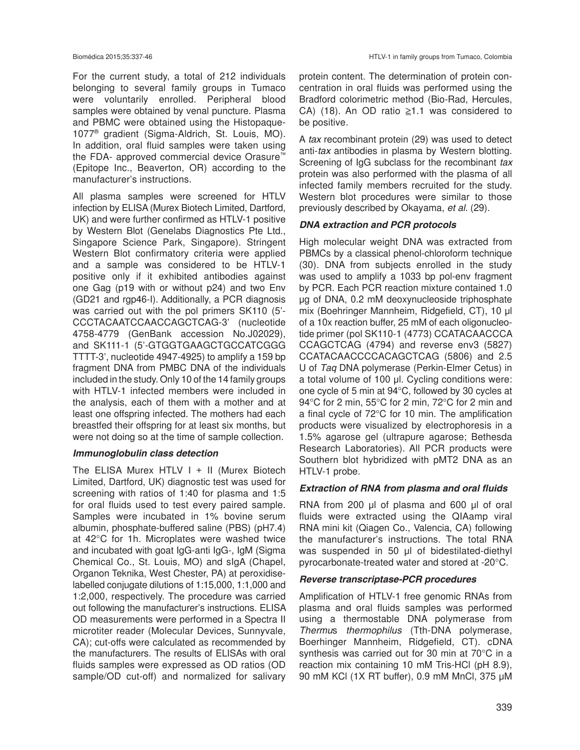For the current study, a total of 212 individuals belonging to several family groups in Tumaco were voluntarily enrolled. Peripheral blood samples were obtained by venal puncture. Plasma and PBMC were obtained using the Histopaque-1077® gradient (Sigma-Aldrich, St. Louis, MO). In addition, oral fluid samples were taken using the FDA- approved commercial device Orasure™ (Epitope Inc., Beaverton, OR) according to the manufacturer's instructions.

All plasma samples were screened for HTLV infection by ELISA (Murex Biotech Limited, Dartford, UK) and were further confirmed as HTLV-1 positive by Western Blot (Genelabs Diagnostics Pte Ltd., Singapore Science Park, Singapore). Stringent Western Blot confirmatory criteria were applied and a sample was considered to be HTLV-1 positive only if it exhibited antibodies against one Gag (p19 with or without p24) and two Env (GD21 and rgp46-I). Additionally, a PCR diagnosis was carried out with the pol primers SK110 (5'-CCCTACAATCCAACCAGCTCAG-3' (nucleotide 4758-4779 (GenBank accession No.J02029), and SK111-1 (5'-GTGGTGAAGCTGCCATCGGG TTTT-3', nucleotide 4947-4925) to amplify a 159 bp fragment DNA from PMBC DNA of the individuals included in the study. Only 10 of the 14 family groups with HTLV-1 infected members were included in the analysis, each of them with a mother and at least one offspring infected. The mothers had each breastfed their offspring for at least six months, but were not doing so at the time of sample collection.

### *Immunoglobulin class detection*

The ELISA Murex HTLV I + II (Murex Biotech Limited, Dartford, UK) diagnostic test was used for screening with ratios of 1:40 for plasma and 1:5 for oral fluids used to test every paired sample. Samples were incubated in 1% bovine serum albumin, phosphate-buffered saline (PBS) (pH7.4) at 42°C for 1h. Microplates were washed twice and incubated with goat IgG-anti IgG-, IgM (Sigma Chemical Co., St. Louis, MO) and sIgA (Chapel, Organon Teknika, West Chester, PA) at peroxidise-labelled conjugate dilutions of 1:15,000, 1:1,000 and 1:2,000, respectively. The procedure was carried out following the manufacturer's instructions. ELISA OD measurements were performed in a Spectra II microtiter reader (Molecular Devices, Sunnyvale, CA); cut-offs were calculated as recommended by the manufacturers. The results of ELISAs with oral fluids samples were expressed as OD ratios (OD sample/OD cut-off) and normalized for salivary protein content. The determination of protein concentration in oral fluids was performed using the Bradford colorimetric method (Bio-Rad, Hercules, CA) (18). An OD ratio ≧1.1 was considered to be positive.

A *tax* recombinant protein (29) was used to detect anti-*tax* antibodies in plasma by Western blotting. Screening of IgG subclass for the recombinant *tax* protein was also performed with the plasma of all infected family members recruited for the study. Western blot procedures were similar to those previously described by Okayama, *et al*. (29).

### *DNA extraction and PCR protocols*

High molecular weight DNA was extracted from PBMCs by a classical phenol-chloroform technique (30). DNA from subjects enrolled in the study was used to amplify a 1033 bp pol-env fragment by PCR. Each PCR reaction mixture contained 1.0 µg of DNA, 0.2 mM deoxynucleoside triphosphate mix (Boehringer Mannheim, Ridgefield, CT), 10 µl of a 10x reaction buffer, 25 mM of each oligonucleotide primer (pol SK110-1 (4773) CCATACAACCCA CCAGCTCAG (4794) and reverse env3 (5827) CCATACAACCCCACAGCTCAG (5806) and 2.5 U of *Taq* DNA polymerase (Perkin-Elmer Cetus) in a total volume of 100 µl. Cycling conditions were: one cycle of 5 min at 94°C, followed by 30 cycles at 94°C for 2 min, 55°C for 2 min, 72°C for 2 min and a final cycle of 72°C for 10 min. The amplification products were visualized by electrophoresis in a 1.5% agarose gel (ultrapure agarose; Bethesda Research Laboratories). All PCR products were Southern blot hybridized with pMT2 DNA as an HTLV-1 probe.

### *Extraction of RNA from plasma and oral fluids*

RNA from 200 µl of plasma and 600 µl of oral fluids were extracted using the QIAamp viral RNA mini kit (Qiagen Co., Valencia, CA) following the manufacturer's instructions. The total RNA was suspended in 50 µl of bidestilated-diethyl pyrocarbonate-treated water and stored at -20°C.

### *Reverse transcriptase-PCR procedures*

Amplification of HTLV-1 free genomic RNAs from plasma and oral fluids samples was performed using a thermostable DNA polymerase from *Thermus thermophilus* (Tth-DNA polymerase, Boerhinger Mannheim, Ridgefield, CT). cDNA synthesis was carried out for 30 min at 70°C in a reaction mix containing 10 mM Tris-HCl (pH 8.9), 90 mM KCl (1X RT buffer), 0.9 mM MnCl, 375 µM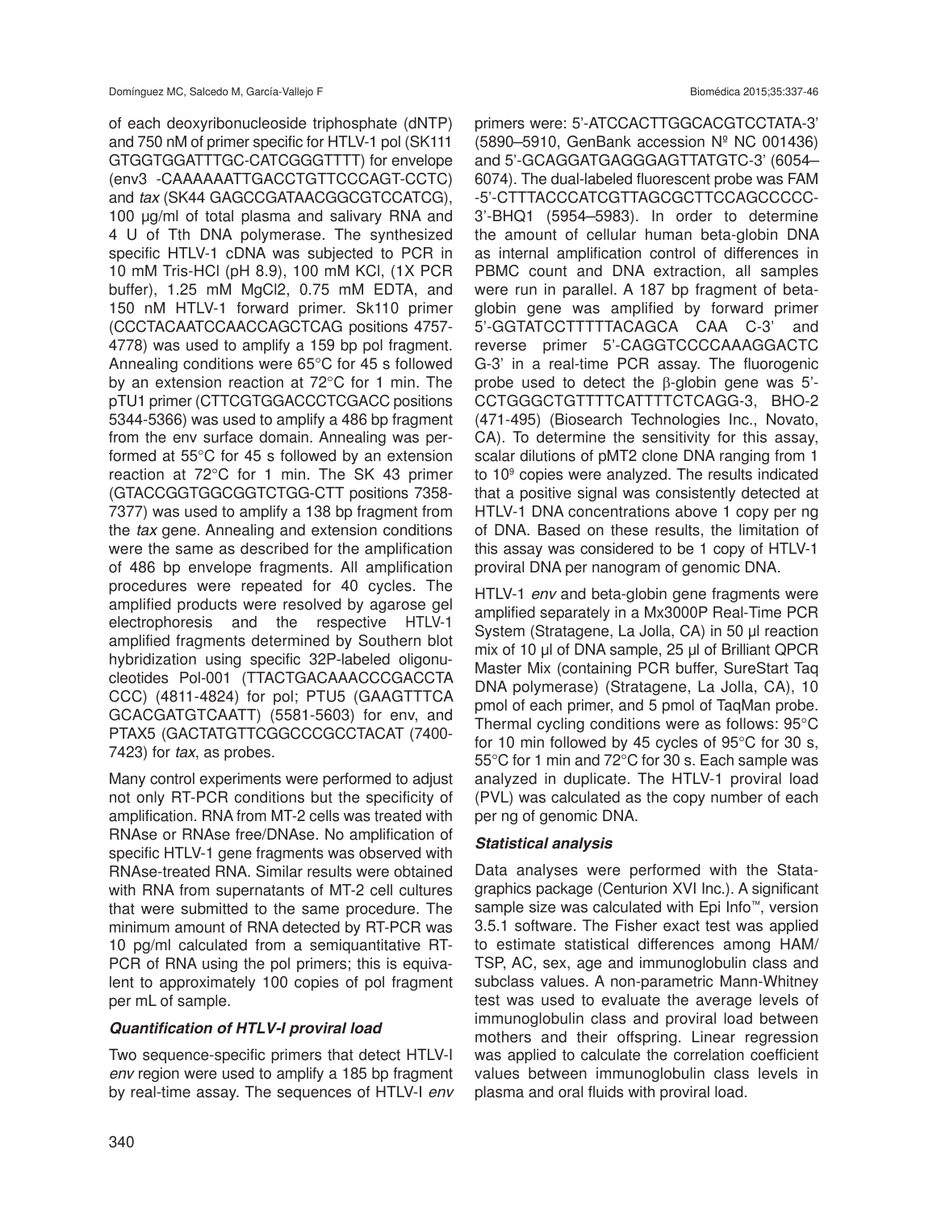of each deoxyribonucleoside triphosphate (dNTP) and 750 nM of primer specific for HTLV-1 pol (SK111 GTGGTGGATTTGC-CATCGGGTTTT) for envelope (env3 -CAAAAAATTGACCTGTTCCCAGT-CCTC) and *tax* (SK44 GAGCCGATAACGGCGTCCATCG), 100 µg/ml of total plasma and salivary RNA and 4 U of Tth DNA polymerase. The synthesized specific HTLV-1 cDNA was subjected to PCR in 10 mM Tris-HCl (pH 8.9), 100 mM KCl, (1X PCR buffer), 1.25 mM MgCl2, 0.75 mM EDTA, and 150 nM HTLV-1 forward primer. Sk110 primer (CCCTACAATCCAACCAGCTCAG positions 4757-4778) was used to amplify a 159 bp pol fragment. Annealing conditions were 65°C for 45 s followed by an extension reaction at 72°C for 1 min. The pTU1 primer (CTTCGTGGACCCTCGACC positions 5344-5366) was used to amplify a 486 bp fragment from the env surface domain. Annealing was performed at 55°C for 45 s followed by an extension reaction at 72°C for 1 min. The SK 43 primer (GTACCGGTGGCGGTCTGG-CTT positions 7358-7377) was used to amplify a 138 bp fragment from the *tax* gene. Annealing and extension conditions were the same as described for the amplification of 486 bp envelope fragments. All amplification procedures were repeated for 40 cycles. The amplified products were resolved by agarose gel electrophoresis and the respective HTLV-1 amplified fragments determined by Southern blot hybridization using specific 32P-labeled oligonucleotides Pol-001 (TTACTGACAAACCCGACCTA CCC) (4811-4824) for pol; PTU5 (GAAGTTTCA GCACGATGTCAATT) (5581-5603) for env, and PTAX5 (GACTATGTTCGGCCCGCCTACAT (7400-7423) for *tax*, as probes.

Many control experiments were performed to adjust not only RT-PCR conditions but the specificity of amplification. RNA from MT-2 cells was treated with RNAse or RNAse free/DNAse. No amplification of specific HTLV-1 gene fragments was observed with RNAse-treated RNA. Similar results were obtained with RNA from supernatants of MT-2 cell cultures that were submitted to the same procedure. The minimum amount of RNA detected by RT-PCR was 10 pg/ml calculated from a semiquantitative RT-PCR of RNA using the pol primers; this is equivalent to approximately 100 copies of pol fragment per mL of sample.

### *Quantification of HTLV-I proviral load*

Two sequence-specific primers that detect HTLV-I *env* region were used to amplify a 185 bp fragment by real-time assay. The sequences of HTLV-I *env* primers were: 5'-ATCCACTTGGCACGTCCTATA-3' (5890–5910, GenBank accession Nº NC 001436) and 5'-GCAGGATGAGGGAGTTATGTC-3' (6054–6074). The dual-labeled fluorescent probe was FAM -5'-CTTTACCCATCGTTAGCGCTTCCAGCCCCC-3'-BHQ1 (5954–5983). In order to determine the amount of cellular human beta-globin DNA as internal amplification control of differences in PBMC count and DNA extraction, all samples were run in parallel. A 187 bp fragment of beta-globin gene was amplified by forward primer 5'-GGTATCCTTTTTACAGCA CAA C-3' and reverse primer 5'-CAGGTCCCCAAAGGACTC G-3' in a real-time PCR assay. The fluorogenic probe used to detect the β-globin gene was 5'-CCTGGGCTGTTTTCATTTTCTCAGG-3, BHO-2 (471-495) (Biosearch Technologies Inc., Novato, CA). To determine the sensitivity for this assay, scalar dilutions of pMT2 clone DNA ranging from 1 to $10^9$ copies were analyzed. The results indicated that a positive signal was consistently detected at HTLV-1 DNA concentrations above 1 copy per ng of DNA. Based on these results, the limitation of this assay was considered to be 1 copy of HTLV-1 proviral DNA per nanogram of genomic DNA.

HTLV-1 *env* and beta-globin gene fragments were amplified separately in a Mx3000P Real-Time PCR System (Stratagene, La Jolla, CA) in 50 µl reaction mix of 10 µl of DNA sample, 25 µl of Brilliant QPCR Master Mix (containing PCR buffer, SureStart Taq DNA polymerase) (Stratagene, La Jolla, CA), 10 pmol of each primer, and 5 pmol of TaqMan probe. Thermal cycling conditions were as follows: 95°C for 10 min followed by 45 cycles of 95°C for 30 s, 55°C for 1 min and 72°C for 30 s. Each sample was analyzed in duplicate. The HTLV-1 proviral load (PVL) was calculated as the copy number of each per ng of genomic DNA.

### *Statistical analysis*

Data analyses were performed with the Statagraphics package (Centurion XVI Inc.). A significant sample size was calculated with Epi Info™, version 3.5.1 software. The Fisher exact test was applied to estimate statistical differences among HAM/TSP, AC, sex, age and immunoglobulin class and subclass values. A non-parametric Mann-Whitney test was used to evaluate the average levels of immunoglobulin class and proviral load between mothers and their offspring. Linear regression was applied to calculate the correlation coefficient values between immunoglobulin class levels in plasma and oral fluids with proviral load.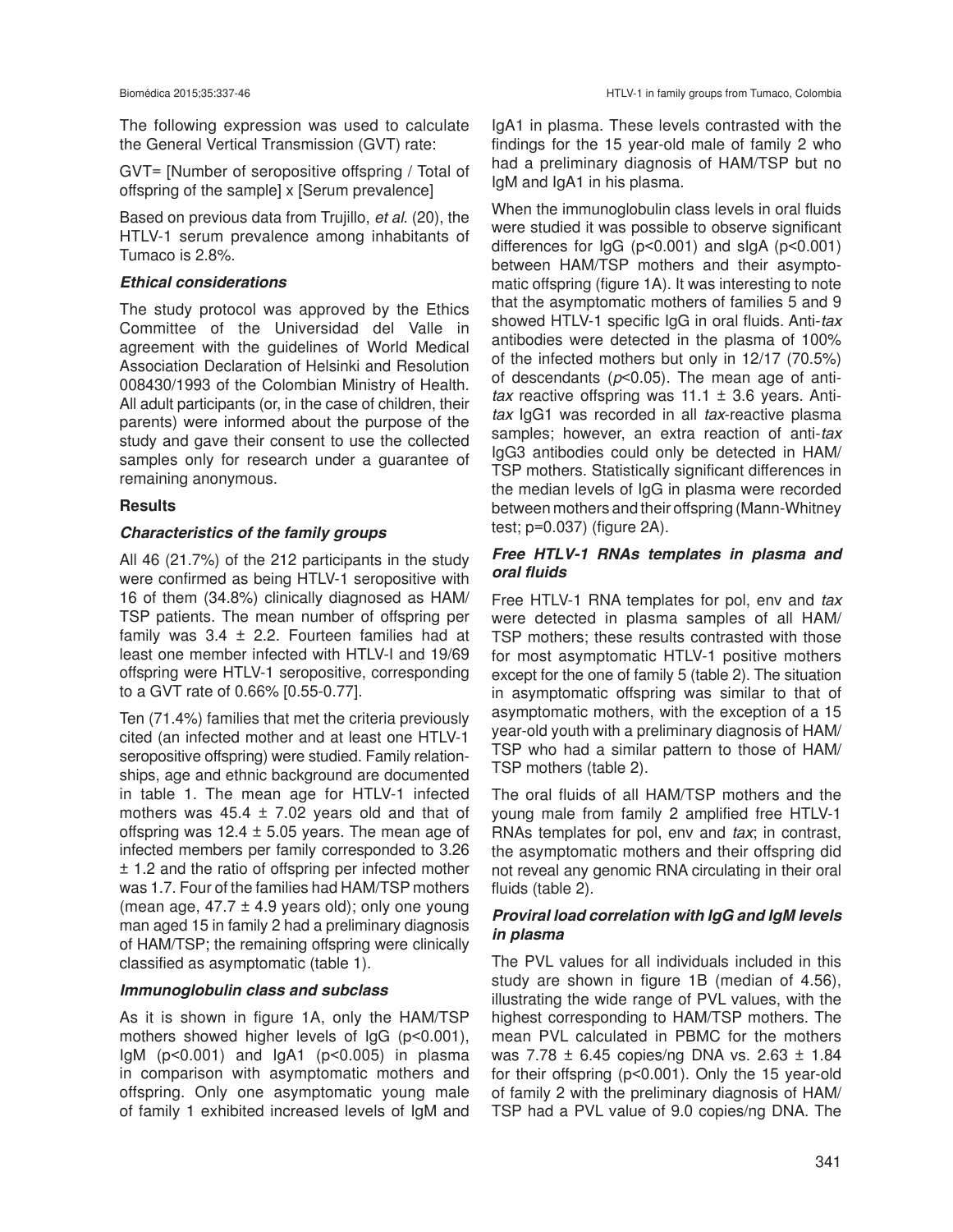The following expression was used to calculate the General Vertical Transmission (GVT) rate:

GVT= [Number of seropositive offspring / Total of offspring of the sample] x [Serum prevalence]

Based on previous data from Trujillo, *et al.* (20), the HTLV-1 serum prevalence among inhabitants of Tumaco is 2.8%.

### *Ethical considerations*

The study protocol was approved by the Ethics Committee of the Universidad del Valle in agreement with the guidelines of World Medical Association Declaration of Helsinki and Resolution 008430/1993 of the Colombian Ministry of Health. All adult participants (or, in the case of children, their parents) were informed about the purpose of the study and gave their consent to use the collected samples only for research under a guarantee of remaining anonymous.

## Results

### *Characteristics of the family groups*

All 46 (21.7%) of the 212 participants in the study were confirmed as being HTLV-1 seropositive with 16 of them (34.8%) clinically diagnosed as HAM/TSP patients. The mean number of offspring per family was 3.4 ± 2.2. Fourteen families had at least one member infected with HTLV-I and 19/69 offspring were HTLV-1 seropositive, corresponding to a GVT rate of 0.66% [0.55-0.77].

Ten (71.4%) families that met the criteria previously cited (an infected mother and at least one HTLV-1 seropositive offspring) were studied. Family relationships, age and ethnic background are documented in table 1. The mean age for HTLV-1 infected mothers was 45.4 ± 7.02 years old and that of offspring was 12.4 ± 5.05 years. The mean age of infected members per family corresponded to 3.26 ± 1.2 and the ratio of offspring per infected mother was 1.7. Four of the families had HAM/TSP mothers (mean age, 47.7 ± 4.9 years old); only one young man aged 15 in family 2 had a preliminary diagnosis of HAM/TSP; the remaining offspring were clinically classified as asymptomatic (table 1).

### *Immunoglobulin class and subclass*

As it is shown in figure 1A, only the HAM/TSP mothers showed higher levels of IgG ($p<0.001$), IgM ($p<0.001$) and IgA1 ($p<0.005$) in plasma in comparison with asymptomatic mothers and offspring. Only one asymptomatic young male of family 1 exhibited increased levels of IgM and IgA1 in plasma. These levels contrasted with the findings for the 15 year-old male of family 2 who had a preliminary diagnosis of HAM/TSP but no IgM and IgA1 in his plasma.

When the immunoglobulin class levels in oral fluids were studied it was possible to observe significant differences for IgG ($p<0.001$) and sIgA ($p<0.001$) between HAM/TSP mothers and their asymptomatic offspring (figure 1A). It was interesting to note that the asymptomatic mothers of families 5 and 9 showed HTLV-1 specific IgG in oral fluids. Anti-*tax* antibodies were detected in the plasma of 100% of the infected mothers but only in 12/17 (70.5%) of descendants ($p<0.05$). The mean age of anti-*tax* reactive offspring was 11.1 ± 3.6 years. Anti-*tax* IgG1 was recorded in all *tax*-reactive plasma samples; however, an extra reaction of anti-*tax* IgG3 antibodies could only be detected in HAM/TSP mothers. Statistically significant differences in the median levels of IgG in plasma were recorded between mothers and their offspring (Mann-Whitney test; $p=0.037$) (figure 2A).

### *Free HTLV-1 RNAs templates in plasma and oral fluids*

Free HTLV-1 RNA templates for pol, env and *tax* were detected in plasma samples of all HAM/TSP mothers; these results contrasted with those for most asymptomatic HTLV-1 positive mothers except for the one of family 5 (table 2). The situation in asymptomatic offspring was similar to that of asymptomatic mothers, with the exception of a 15 year-old youth with a preliminary diagnosis of HAM/TSP who had a similar pattern to those of HAM/TSP mothers (table 2).

The oral fluids of all HAM/TSP mothers and the young male from family 2 amplified free HTLV-1 RNAs templates for pol, env and *tax*; in contrast, the asymptomatic mothers and their offspring did not reveal any genomic RNA circulating in their oral fluids (table 2).

### *Proviral load correlation with IgG and IgM levels in plasma*

The PVL values for all individuals included in this study are shown in figure 1B (median of 4.56), illustrating the wide range of PVL values, with the highest corresponding to HAM/TSP mothers. The mean PVL calculated in PBMC for the mothers was 7.78 ± 6.45 copies/ng DNA vs. 2.63 ± 1.84 for their offspring ($p<0.001$). Only the 15 year-old of family 2 with the preliminary diagnosis of HAM/TSP had a PVL value of 9.0 copies/ng DNA. The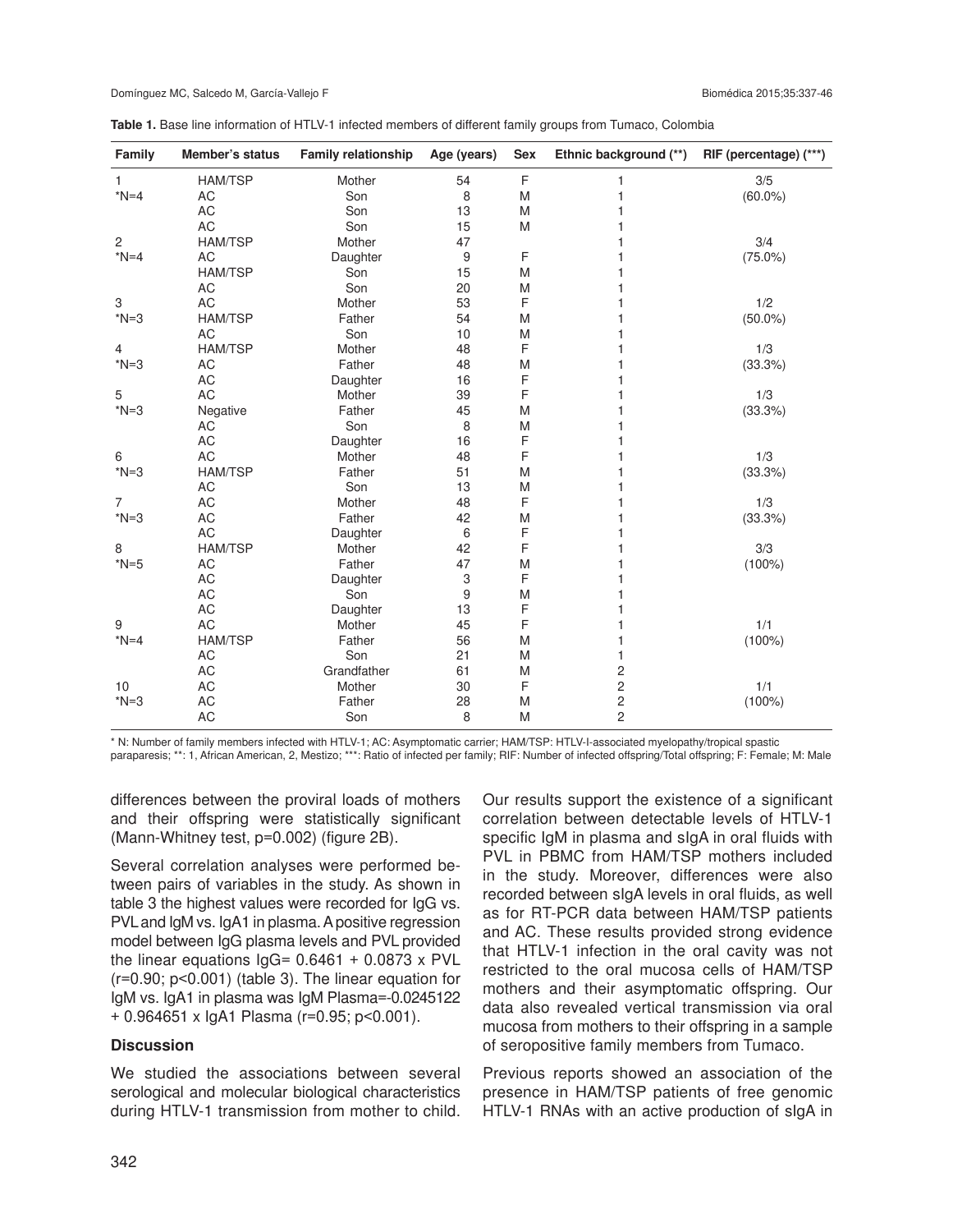**Table 1.** Base line information of HTLV-1 infected members of different family groups from Tumaco, Colombia

| Family | Member's status | Family relationship | Age (years) | Sex | Ethnic background (**) | RIF (percentage) (***) |
|---|---|---|---|---|---|---|
| 1 | HAM/TSP | Mother | 54 | F | 1 | 3/5 |
| *N=4 | AC | Son | 8 | M | 1 | (60.0%) |
| | AC | Son | 13 | M | 1 | |
| | AC | Son | 15 | M | 1 | |
| 2 | HAM/TSP | Mother | 47 | | 1 | 3/4 |
| *N=4 | AC | Daughter | 9 | F | 1 | (75.0%) |
| | HAM/TSP | Son | 15 | M | 1 | |
| | AC | Son | 20 | M | 1 | |
| 3 | AC | Mother | 53 | F | 1 | 1/2 |
| *N=3 | HAM/TSP | Father | 54 | M | 1 | (50.0%) |
| | AC | Son | 10 | M | 1 | |
| 4 | HAM/TSP | Mother | 48 | F | 1 | 1/3 |
| *N=3 | AC | Father | 48 | M | 1 | (33.3%) |
| | AC | Daughter | 16 | F | 1 | |
| 5 | AC | Mother | 39 | F | 1 | 1/3 |
| *N=3 | Negative | Father | 45 | M | 1 | (33.3%) |
| | AC | Son | 8 | M | 1 | |
| | AC | Daughter | 16 | F | 1 | |
| 6 | AC | Mother | 48 | F | 1 | 1/3 |
| *N=3 | HAM/TSP | Father | 51 | M | 1 | (33.3%) |
| | AC | Son | 13 | M | 1 | |
| 7 | AC | Mother | 48 | F | 1 | 1/3 |
| *N=3 | AC | Father | 42 | M | 1 | (33.3%) |
| | AC | Daughter | 6 | F | 1 | |
| 8 | HAM/TSP | Mother | 42 | F | 1 | 3/3 |
| *N=5 | AC | Father | 47 | M | 1 | (100%) |
| | AC | Daughter | 3 | F | 1 | |
| | AC | Son | 9 | M | 1 | |
| | AC | Daughter | 13 | F | 1 | |
| 9 | AC | Mother | 45 | F | 1 | 1/1 |
| *N=4 | HAM/TSP | Father | 56 | M | 1 | (100%) |
| | AC | Son | 21 | M | 1 | |
| | AC | Grandfather | 61 | M | 2 | |
| 10 | AC | Mother | 30 | F | 2 | 1/1 |
| *N=3 | AC | Father | 28 | M | 2 | (100%) |
| | AC | Son | 8 | M | 2 | |

* N: Number of family members infected with HTLV-1; AC: Asymptomatic carrier; HAM/TSP: HTLV-I-associated myelopathy/tropical spastic paraparesis; **: 1, African American, 2, Mestizo; ***: Ratio of infected per family; RIF: Number of infected offspring/Total offspring; F: Female; M: Male

differences between the proviral loads of mothers and their offspring were statistically significant (Mann-Whitney test, $p=0.002$) (figure 2B).

Several correlation analyses were performed between pairs of variables in the study. As shown in table 3 the highest values were recorded for IgG vs. PVL and IgM vs. IgA1 in plasma. A positive regression model between IgG plasma levels and PVL provided the linear equations $IgG = 0.6461 + 0.0873 \times PVL$ ($r=0.90$; $p<0.001$) (table 3). The linear equation for IgM vs. IgA1 in plasma was $IgM\ Plasma = -0.0245122 + 0.964651 \times IgA1\ Plasma$ ($r=0.95$; $p<0.001$).

## Discussion

We studied the associations between several serological and molecular biological characteristics during HTLV-1 transmission from mother to child. Our results support the existence of a significant correlation between detectable levels of HTLV-1 specific IgM in plasma and sIgA in oral fluids with PVL in PBMC from HAM/TSP mothers included in the study. Moreover, differences were also recorded between sIgA levels in oral fluids, as well as for RT-PCR data between HAM/TSP patients and AC. These results provided strong evidence that HTLV-1 infection in the oral cavity was not restricted to the oral mucosa cells of HAM/TSP mothers and their asymptomatic offspring. Our data also revealed vertical transmission via oral mucosa from mothers to their offspring in a sample of seropositive family members from Tumaco.

Previous reports showed an association of the presence in HAM/TSP patients of free genomic HTLV-1 RNAs with an active production of sIgA in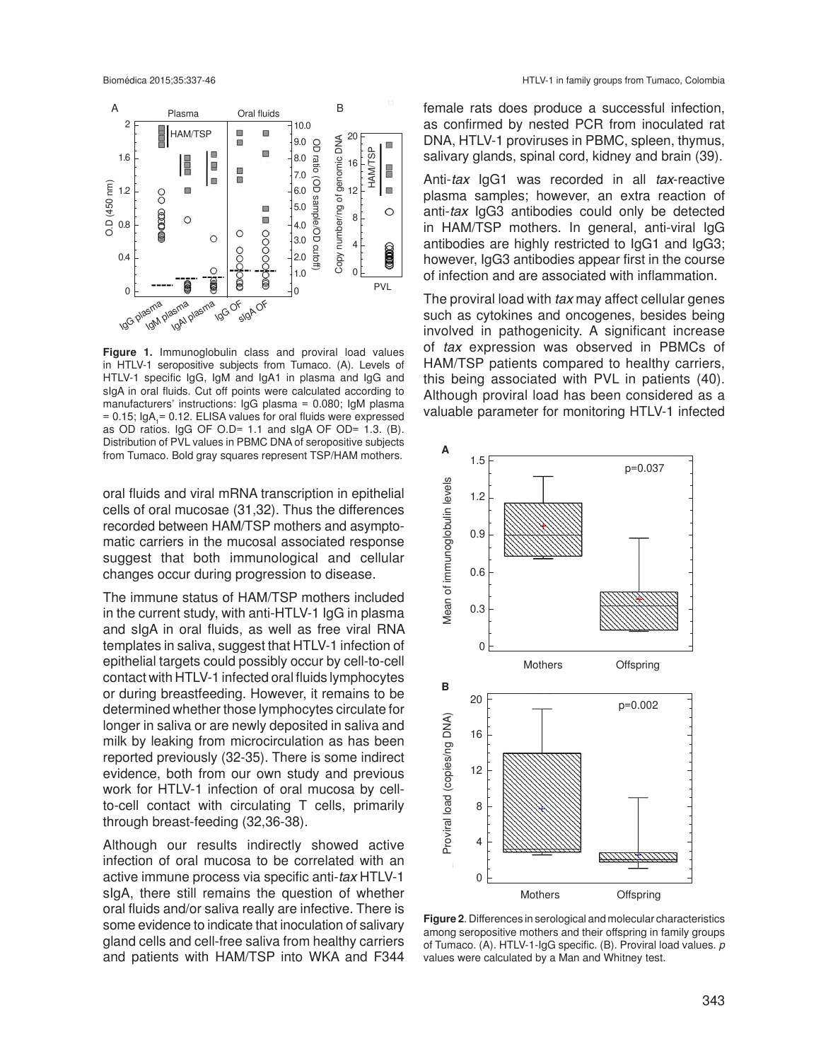Figure 1. Immunoglobulin class and proviral load values in HTLV-1 seropositive subjects from Tumaco. (A). Levels of HTLV-1 specific IgG, IgM and IgA1 in plasma and IgG and sIgA in oral fluids. Cut off points were calculated according to manufacturers' instructions: IgG plasma = 0.080; IgM plasma = 0.15; $IgA_1$ = 0.12. ELISA values for oral fluids were expressed as OD ratios. IgG OF O.D= 1.1 and sIgA OF OD= 1.3. (B). Distribution of PVL values in PBMC DNA of seropositive subjects from Tumaco. Bold gray squares represent TSP/HAM mothers.

oral fluids and viral mRNA transcription in epithelial cells of oral mucosae (31,32). Thus the differences recorded between HAM/TSP mothers and asymptomatic carriers in the mucosal associated response suggest that both immunological and cellular changes occur during progression to disease.

The immune status of HAM/TSP mothers included in the current study, with anti-HTLV-1 IgG in plasma and sIgA in oral fluids, as well as free viral RNA templates in saliva, suggest that HTLV-1 infection of epithelial targets could possibly occur by cell-to-cell contact with HTLV-1 infected oral fluids lymphocytes or during breastfeeding. However, it remains to be determined whether those lymphocytes circulate for longer in saliva or are newly deposited in saliva and milk by leaking from microcirculation as has been reported previously (32-35). There is some indirect evidence, both from our own study and previous work for HTLV-1 infection of oral mucosa by cell-to-cell contact with circulating T cells, primarily through breast-feeding (32,36-38).

Although our results indirectly showed active infection of oral mucosa to be correlated with an active immune process via specific anti-*tax* HTLV-1 sIgA, there still remains the question of whether oral fluids and/or saliva really are infective. There is some evidence to indicate that inoculation of salivary gland cells and cell-free saliva from healthy carriers and patients with HAM/TSP into WKA and F344 female rats does produce a successful infection, as confirmed by nested PCR from inoculated rat DNA, HTLV-1 proviruses in PBMC, spleen, thymus, salivary glands, spinal cord, kidney and brain (39).

Anti-*tax* IgG1 was recorded in all *tax*-reactive plasma samples; however, an extra reaction of anti-*tax* IgG3 antibodies could only be detected in HAM/TSP mothers. In general, anti-viral IgG antibodies are highly restricted to IgG1 and IgG3; however, IgG3 antibodies appear first in the course of infection and are associated with inflammation.

The proviral load with *tax* may affect cellular genes such as cytokines and oncogenes, besides being involved in pathogenicity. A significant increase of *tax* expression was observed in PBMCs of HAM/TSP patients compared to healthy carriers, this being associated with PVL in patients (40). Although proviral load has been considered as a valuable parameter for monitoring HTLV-1 infected

**Figure 2**. Differences in serological and molecular characteristics among seropositive mothers and their offspring in family groups of Tumaco. (A). HTLV-1-IgG specific. (B). Proviral load values. *p* values were calculated by a Man and Whitney test.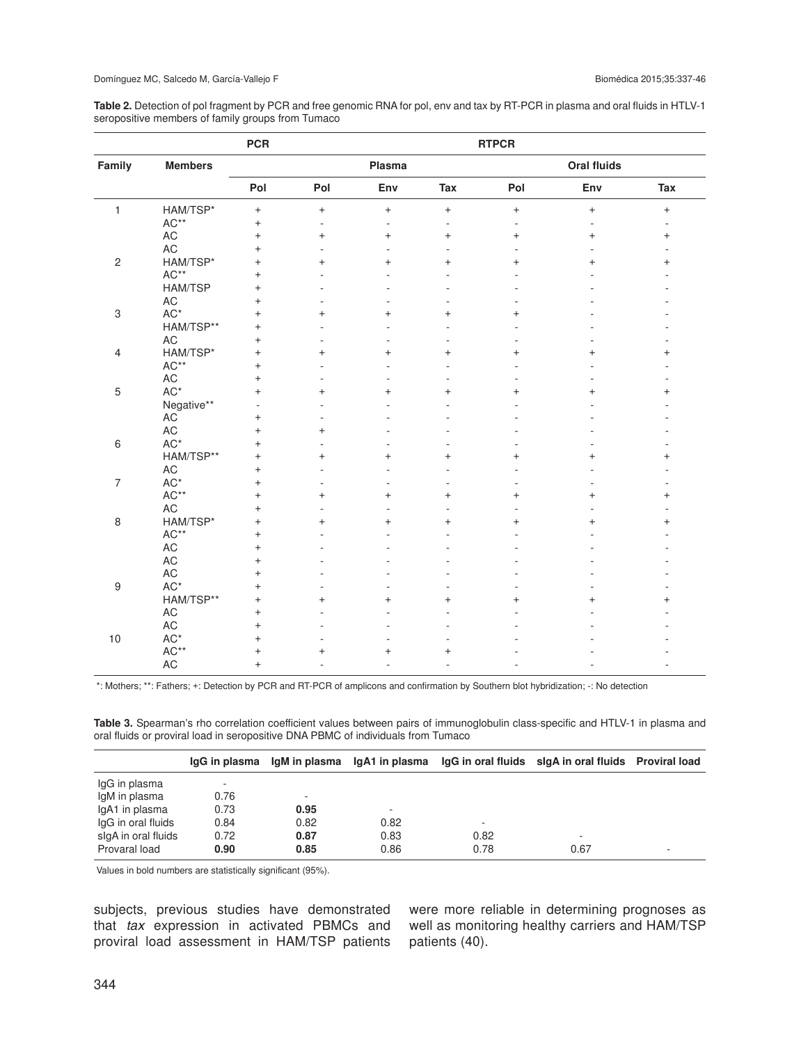**Table 2.** Detection of pol fragment by PCR and free genomic RNA for pol, env and tax by RT-PCR in plasma and oral fluids in HTLV-1 seropositive members of family groups from Tumaco

| | | PCR | RTPCR | | | | | |
|---|---|---|---|---|---|---|---|---|
| Family | Members | | Plasma | | | Oral fluids | | |
| | | Pol | Pol | Env | Tax | Pol | Env | Tax |
| 1 | HAM/TSP* | + | + | + | + | + | + | + |
| | AC** | + | - | - | - | - | - | - |
| | AC | + | + | + | + | + | + | + |
| | AC | + | - | - | - | - | - | - |
| 2 | HAM/TSP* | + | + | + | + | + | + | + |
| | AC** | + | - | - | - | - | - | - |
| | HAM/TSP | + | - | - | - | - | - | - |
| | AC | + | - | - | - | - | - | - |
| 3 | AC* | + | + | + | + | + | - | - |
| | HAM/TSP** | + | - | - | - | - | - | - |
| | AC | + | - | - | - | - | - | - |
| 4 | HAM/TSP* | + | + | + | + | + | + | + |
| | AC** | + | - | - | - | - | - | - |
| | AC | + | - | - | - | - | - | - |
| 5 | AC* | + | + | + | + | + | + | + |
| | Negative** | - | - | - | - | - | - | - |
| | AC | + | - | - | - | - | - | - |
| | AC | + | + | - | - | - | - | - |
| 6 | AC* | + | - | - | - | - | - | - |
| | HAM/TSP** | + | + | + | + | + | + | + |
| | AC | + | - | - | - | - | - | - |
| 7 | AC* | + | - | - | - | - | - | - |
| | AC** | + | + | + | + | + | + | + |
| | AC | + | - | - | - | - | - | - |
| 8 | HAM/TSP* | + | + | + | + | + | + | + |
| | AC** | + | - | - | - | - | - | - |
| | AC | + | - | - | - | - | - | - |
| | AC | + | - | - | - | - | - | - |
| | AC | + | - | - | - | - | - | - |
| 9 | AC* | + | - | - | - | - | - | - |
| | HAM/TSP** | + | + | + | + | + | + | + |
| | AC | + | - | - | - | - | - | - |
| | AC | + | - | - | - | - | - | - |
| 10 | AC* | + | - | - | - | - | - | - |
| | AC** | + | + | + | + | - | - | - |
| | AC | + | - | - | - | - | - | - |

*: Mothers; **: Fathers; +: Detection by PCR and RT-PCR of amplicons and confirmation by Southern blot hybridization; -: No detection

**Table 3.** Spearman's rho correlation coefficient values between pairs of immunoglobulin class-specific and HTLV-1 in plasma and oral fluids or proviral load in seropositive DNA PBMC of individuals from Tumaco

| | IgG in plasma | IgM in plasma | IgA1 in plasma | IgG in oral fluids | sIgA in oral fluids | Proviral load |
|---|---|---|---|---|---|---|
| IgG in plasma | - | | | | | |
| IgM in plasma | 0.76 | - | | | | |
| IgA1 in plasma | 0.73 | **0.95** | - | | | |
| IgG in oral fluids | 0.84 | 0.82 | 0.82 | - | | |
| sIgA in oral fluids | 0.72 | **0.87** | 0.83 | 0.82 | - | |
| Provaral load | **0.90** | 0.85 | 0.86 | 0.78 | 0.67 | - |

Values in bold numbers are statistically significant (95%).

subjects, previous studies have demonstrated that *tax* expression in activated PBMCs and proviral load assessment in HAM/TSP patients were more reliable in determining prognoses as well as monitoring healthy carriers and HAM/TSP patients (40).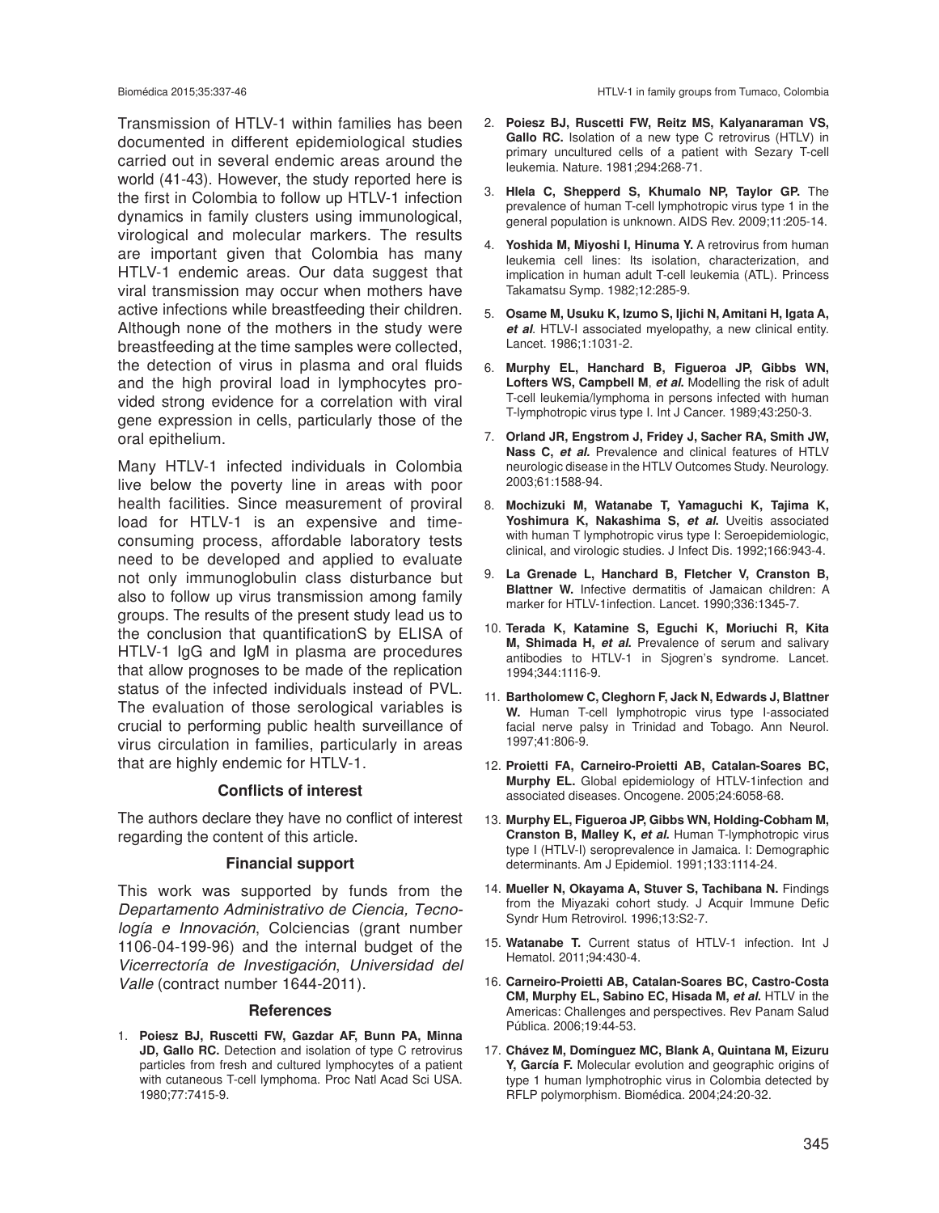Transmission of HTLV-1 within families has been documented in different epidemiological studies carried out in several endemic areas around the world (41-43). However, the study reported here is the first in Colombia to follow up HTLV-1 infection dynamics in family clusters using immunological, virological and molecular markers. The results are important given that Colombia has many HTLV-1 endemic areas. Our data suggest that viral transmission may occur when mothers have active infections while breastfeeding their children. Although none of the mothers in the study were breastfeeding at the time samples were collected, the detection of virus in plasma and oral fluids and the high proviral load in lymphocytes provided strong evidence for a correlation with viral gene expression in cells, particularly those of the oral epithelium.

Many HTLV-1 infected individuals in Colombia live below the poverty line in areas with poor health facilities. Since measurement of proviral load for HTLV-1 is an expensive and time-consuming process, affordable laboratory tests need to be developed and applied to evaluate not only immunoglobulin class disturbance but also to follow up virus transmission among family groups. The results of the present study lead us to the conclusion that quantificationS by ELISA of HTLV-1 IgG and IgM in plasma are procedures that allow prognoses to be made of the replication status of the infected individuals instead of PVL. The evaluation of those serological variables is crucial to performing public health surveillance of virus circulation in families, particularly in areas that are highly endemic for HTLV-1.

### Conflicts of interest

The authors declare they have no conflict of interest regarding the content of this article.

### Financial support

This work was supported by funds from the *Departamento Administrativo de Ciencia, Tecnología e Innovación*, Colciencias (grant number 1106-04-199-96) and the internal budget of the *Vicerrectoría de Investigación*, *Universidad del Valle* (contract number 1644-2011).

### References

1. **Poiesz BJ, Ruscetti FW, Gazdar AF, Bunn PA, Minna JD, Gallo RC.** Detection and isolation of type C retrovirus particles from fresh and cultured lymphocytes of a patient with cutaneous T-cell lymphoma. Proc Natl Acad Sci USA. 1980;77:7415-9.
2. **Poiesz BJ, Ruscetti FW, Reitz MS, Kalyanaraman VS, Gallo RC.** Isolation of a new type C retrovirus (HTLV) in primary uncultured cells of a patient with Sezary T-cell leukemia. Nature. 1981;294:268-71.
3. **Hlela C, Shepperd S, Khumalo NP, Taylor GP.** The prevalence of human T-cell lymphotropic virus type 1 in the general population is unknown. AIDS Rev. 2009;11:205-14.
4. **Yoshida M, Miyoshi I, Hinuma Y.** A retrovirus from human leukemia cell lines: Its isolation, characterization, and implication in human adult T-cell leukemia (ATL). Princess Takamatsu Symp. 1982;12:285-9.
5. **Osame M, Usuku K, Izumo S, Ijichi N, Amitani H, Igata A, *et al*.** HTLV-I associated myelopathy, a new clinical entity. Lancet. 1986;1:1031-2.
6. **Murphy EL, Hanchard B, Figueroa JP, Gibbs WN, Lofters WS, Campbell M, *et al*.** Modelling the risk of adult T-cell leukemia/lymphoma in persons infected with human T-lymphotropic virus type I. Int J Cancer. 1989;43:250-3.
7. **Orland JR, Engstrom J, Fridey J, Sacher RA, Smith JW, Nass C, *et al.*** Prevalence and clinical features of HTLV neurologic disease in the HTLV Outcomes Study. Neurology. 2003;61:1588-94.
8. **Mochizuki M, Watanabe T, Yamaguchi K, Tajima K, Yoshimura K, Nakashima S, *et al.*** Uveitis associated with human T lymphotropic virus type I: Seroepidemiologic, clinical, and virologic studies. J Infect Dis. 1992;166:943-4.
9. **La Grenade L, Hanchard B, Fletcher V, Cranston B, Blattner W.** Infective dermatitis of Jamaican children: A marker for HTLV-1infection. Lancet. 1990;336:1345-7.
10. **Terada K, Katamine S, Eguchi K, Moriuchi R, Kita M, Shimada H, *et al.*** Prevalence of serum and salivary antibodies to HTLV-1 in Sjogren's syndrome. Lancet. 1994;344:1116-9.
11. **Bartholomew C, Cleghorn F, Jack N, Edwards J, Blattner W.** Human T-cell lymphotropic virus type I-associated facial nerve palsy in Trinidad and Tobago. Ann Neurol. 1997;41:806-9.
12. **Proietti FA, Carneiro-Proietti AB, Catalan-Soares BC, Murphy EL.** Global epidemiology of HTLV-1infection and associated diseases. Oncogene. 2005;24:6058-68.
13. **Murphy EL, Figueroa JP, Gibbs WN, Holding-Cobham M, Cranston B, Malley K, *et al.*** Human T-lymphotropic virus type I (HTLV-I) seroprevalence in Jamaica. I: Demographic determinants. Am J Epidemiol. 1991;133:1114-24.
14. **Mueller N, Okayama A, Stuver S, Tachibana N.** Findings from the Miyazaki cohort study. J Acquir Immune Defic Syndr Hum Retrovirol. 1996;13:S2-7.
15. **Watanabe T.** Current status of HTLV-1 infection. Int J Hematol. 2011;94:430-4.
16. **Carneiro-Proietti AB, Catalan-Soares BC, Castro-Costa CM, Murphy EL, Sabino EC, Hisada M, *et al.*** HTLV in the Americas: Challenges and perspectives. Rev Panam Salud Pública. 2006;19:44-53.
17. **Chávez M, Domínguez MC, Blank A, Quintana M, Eizuru Y, García F.** Molecular evolution and geographic origins of type 1 human lymphotrophic virus in Colombia detected by RFLP polymorphism. Biomédica. 2004;24:20-32.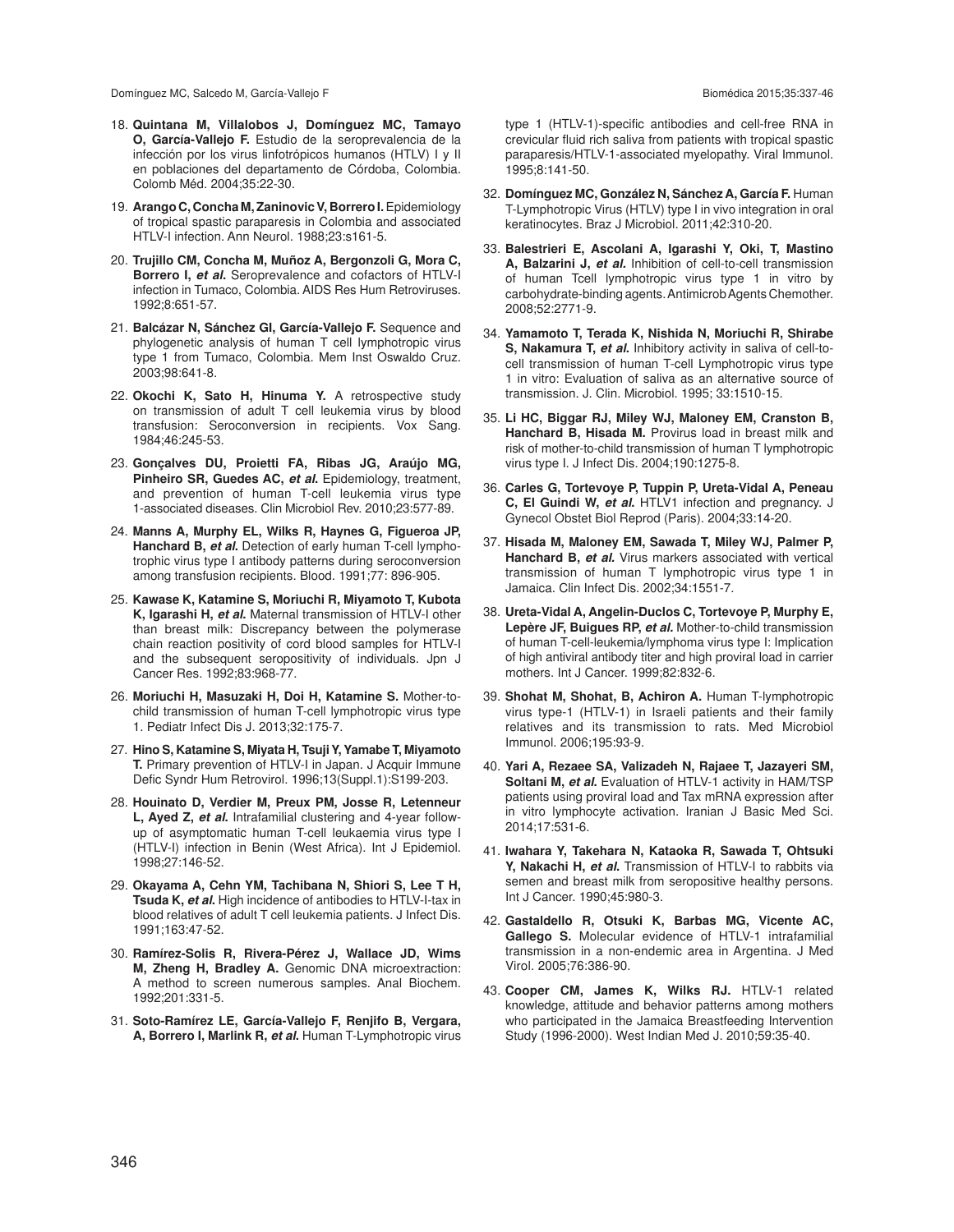18. **Quintana M, Villalobos J, Domínguez MC, Tamayo O, García-Vallejo F.** Estudio de la seroprevalencia de la infección por los virus linfotrópicos humanos (HTLV) I y II en poblaciones del departamento de Córdoba, Colombia. Colomb Méd. 2004;35:22-30.

19. **Arango C, Concha M, Zaninovic V, Borrero I.** Epidemiology of tropical spastic paraparesis in Colombia and associated HTLV-I infection. Ann Neurol. 1988;23:s161-5.

20. **Trujillo CM, Concha M, Muñoz A, Bergonzoli G, Mora C, Borrero I, *et al.*** Seroprevalence and cofactors of HTLV-I infection in Tumaco, Colombia. AIDS Res Hum Retroviruses. 1992;8:651-57.

21. **Balcázar N, Sánchez GI, García-Vallejo F.** Sequence and phylogenetic analysis of human T cell lymphotropic virus type 1 from Tumaco, Colombia. Mem Inst Oswaldo Cruz. 2003;98:641-8.

22. **Okochi K, Sato H, Hinuma Y.** A retrospective study on transmission of adult T cell leukemia virus by blood transfusion: Seroconversion in recipients. Vox Sang. 1984;46:245-53.

23. **Gonçalves DU, Proietti FA, Ribas JG, Araújo MG, Pinheiro SR, Guedes AC, *et al.*** Epidemiology, treatment, and prevention of human T-cell leukemia virus type 1-associated diseases. Clin Microbiol Rev. 2010;23:577-89.

24. **Manns A, Murphy EL, Wilks R, Haynes G, Figueroa JP, Hanchard B, *et al.*** Detection of early human T-cell lymphotrophic virus type I antibody patterns during seroconversion among transfusion recipients. Blood. 1991;77: 896-905.

25. **Kawase K, Katamine S, Moriuchi R, Miyamoto T, Kubota K, Igarashi H, *et al.*** Maternal transmission of HTLV-I other than breast milk: Discrepancy between the polymerase chain reaction positivity of cord blood samples for HTLV-I and the subsequent seropositivity of individuals. Jpn J Cancer Res. 1992;83:968-77.

26. **Moriuchi H, Masuzaki H, Doi H, Katamine S.** Mother-to-child transmission of human T-cell lymphotropic virus type 1. Pediatr Infect Dis J. 2013;32:175-7.

27. **Hino S, Katamine S, Miyata H, Tsuji Y, Yamabe T, Miyamoto T.** Primary prevention of HTLV-I in Japan. J Acquir Immune Defic Syndr Hum Retrovirol. 1996;13(Suppl.1):S199-203.

28. **Houinato D, Verdier M, Preux PM, Josse R, Letenneur L, Ayed Z, *et al.*** Intrafamilial clustering and 4-year follow-up of asymptomatic human T-cell leukaemia virus type I (HTLV-I) infection in Benin (West Africa). Int J Epidemiol. 1998;27:146-52.

29. **Okayama A, Cehn YM, Tachibana N, Shiori S, Lee T H, Tsuda K, *et al.*** High incidence of antibodies to HTLV-I-tax in blood relatives of adult T cell leukemia patients. J Infect Dis. 1991;163:47-52.

30. **Ramírez-Solis R, Rivera-Pérez J, Wallace JD, Wims M, Zheng H, Bradley A.** Genomic DNA microextraction: A method to screen numerous samples. Anal Biochem. 1992;201:331-5.

31. **Soto-Ramírez LE, García-Vallejo F, Renjifo B, Vergara, A, Borrero I, Marlink R, *et al.*** Human T-Lymphotropic virus type 1 (HTLV-1)-specific antibodies and cell-free RNA in crevicular fluid rich saliva from patients with tropical spastic paraparesis/HTLV-1-associated myelopathy. Viral Immunol. 1995;8:141-50.

32. **Domínguez MC, González N, Sánchez A, García F.** Human T-Lymphotropic Virus (HTLV) type I in vivo integration in oral keratinocytes. Braz J Microbiol. 2011;42:310-20.

33. **Balestrieri E, Ascolani A, Igarashi Y, Oki, T, Mastino A, Balzarini J, *et al.*** Inhibition of cell-to-cell transmission of human Tcell lymphotropic virus type 1 in vitro by carbohydrate-binding agents. Antimicrob Agents Chemother. 2008;52:2771-9.

34. **Yamamoto T, Terada K, Nishida N, Moriuchi R, Shirabe S, Nakamura T, *et al.*** Inhibitory activity in saliva of cell-to-cell transmission of human T-cell Lymphotropic virus type 1 in vitro: Evaluation of saliva as an alternative source of transmission. J. Clin. Microbiol. 1995; 33:1510-15.

35. **Li HC, Biggar RJ, Miley WJ, Maloney EM, Cranston B, Hanchard B, Hisada M.** Provirus load in breast milk and risk of mother-to-child transmission of human T lymphotropic virus type I. J Infect Dis. 2004;190:1275-8.

36. **Carles G, Tortevoye P, Tuppin P, Ureta-Vidal A, Peneau C, El Guindi W, *et al.*** HTLV1 infection and pregnancy. J Gynecol Obstet Biol Reprod (Paris). 2004;33:14-20.

37. **Hisada M, Maloney EM, Sawada T, Miley WJ, Palmer P, Hanchard B, *et al.*** Virus markers associated with vertical transmission of human T lymphotropic virus type 1 in Jamaica. Clin Infect Dis. 2002;34:1551-7.

38. **Ureta-Vidal A, Angelin-Duclos C, Tortevoye P, Murphy E, Lepère JF, Buigues RP, *et al.*** Mother-to-child transmission of human T-cell-leukemia/lymphoma virus type I: Implication of high antiviral antibody titer and high proviral load in carrier mothers. Int J Cancer. 1999;82:832-6.

39. **Shohat M, Shohat, B, Achiron A.** Human T-lymphotropic virus type-1 (HTLV-1) in Israeli patients and their family relatives and its transmission to rats. Med Microbiol Immunol. 2006;195:93-9.

40. **Yari A, Rezaee SA, Valizadeh N, Rajaee T, Jazayeri SM, Soltani M, *et al.*** Evaluation of HTLV-1 activity in HAM/TSP patients using proviral load and Tax mRNA expression after in vitro lymphocyte activation. Iranian J Basic Med Sci. 2014;17:531-6.

41. **Iwahara Y, Takehara N, Kataoka R, Sawada T, Ohtsuki Y, Nakachi H, *et al.*** Transmission of HTLV-I to rabbits via semen and breast milk from seropositive healthy persons. Int J Cancer. 1990;45:980-3.

42. **Gastaldello R, Otsuki K, Barbas MG, Vicente AC, Gallego S.** Molecular evidence of HTLV-1 intrafamilial transmission in a non-endemic area in Argentina. J Med Virol. 2005;76:386-90.

43. **Cooper CM, James K, Wilks RJ.** HTLV-1 related knowledge, attitude and behavior patterns among mothers who participated in the Jamaica Breastfeeding Intervention Study (1996-2000). West Indian Med J. 2010;59:35-40.